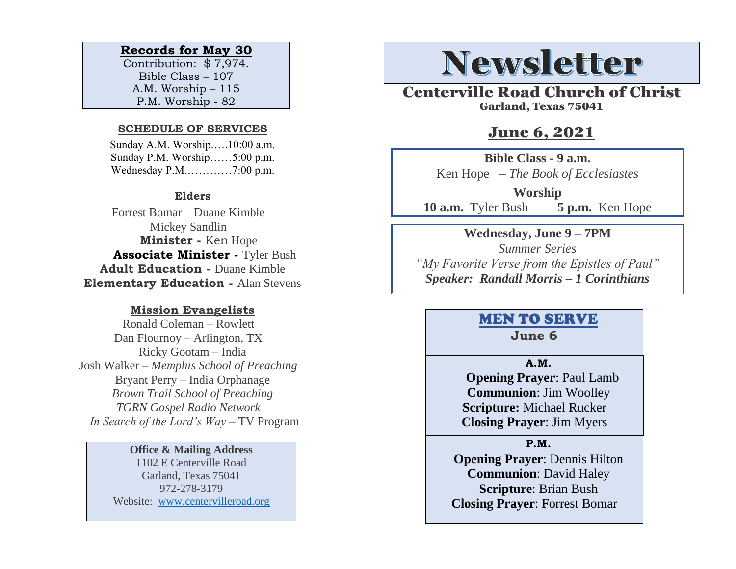# Newsletter

## Centerville Road Church of Christ

Garland, Texas 75041

## June 6, 2021

**Bible Class - 9 a.m.**

Ken Hope – *The Book of Ecclesiastes*

**Worship**

**10 a.m.** Tyler Bush **5 p.m.** Ken Hope

**Wednesday, June 9 – 7PM**

*Summer Series*

*"My Favorite Verse from the Epistles of Paul"*

***Speaker: Randall Morris – 1 Corinthians***

### MEN TO SERVE

**June 6**

**A.M.**

**Opening Prayer**: Paul Lamb
**Communion**: Jim Woolley
**Scripture:** Michael Rucker
**Closing Prayer**: Jim Myers

**P.M.**

**Opening Prayer**: Dennis Hilton
**Communion**: David Haley
**Scripture**: Brian Bush
**Closing Prayer**: Forrest Bomar

### Records for May 30

Contribution: $ 7,974.
Bible Class – 107
A.M. Worship – 115
P.M. Worship - 82

### SCHEDULE OF SERVICES

Sunday A.M. Worship.….10:00 a.m.
Sunday P.M. Worship……5:00 p.m.
Wednesday P.M.…………7:00 p.m.

### Elders

Forrest Bomar Duane Kimble
Mickey Sandlin

**Minister -** Ken Hope
**Associate Minister -** Tyler Bush
**Adult Education -** Duane Kimble
**Elementary Education -** Alan Stevens

### Mission Evangelists

Ronald Coleman – Rowlett
Dan Flournoy – Arlington, TX
Ricky Gootam – India
Josh Walker – *Memphis School of Preaching*
Bryant Perry – India Orphanage
*Brown Trail School of Preaching*
*TGRN Gospel Radio Network*
*In Search of the Lord's Way* – TV Program

**Office & Mailing Address**

1102 E Centerville Road
Garland, Texas 75041
972-278-3179
Website: www.centervilleroad.org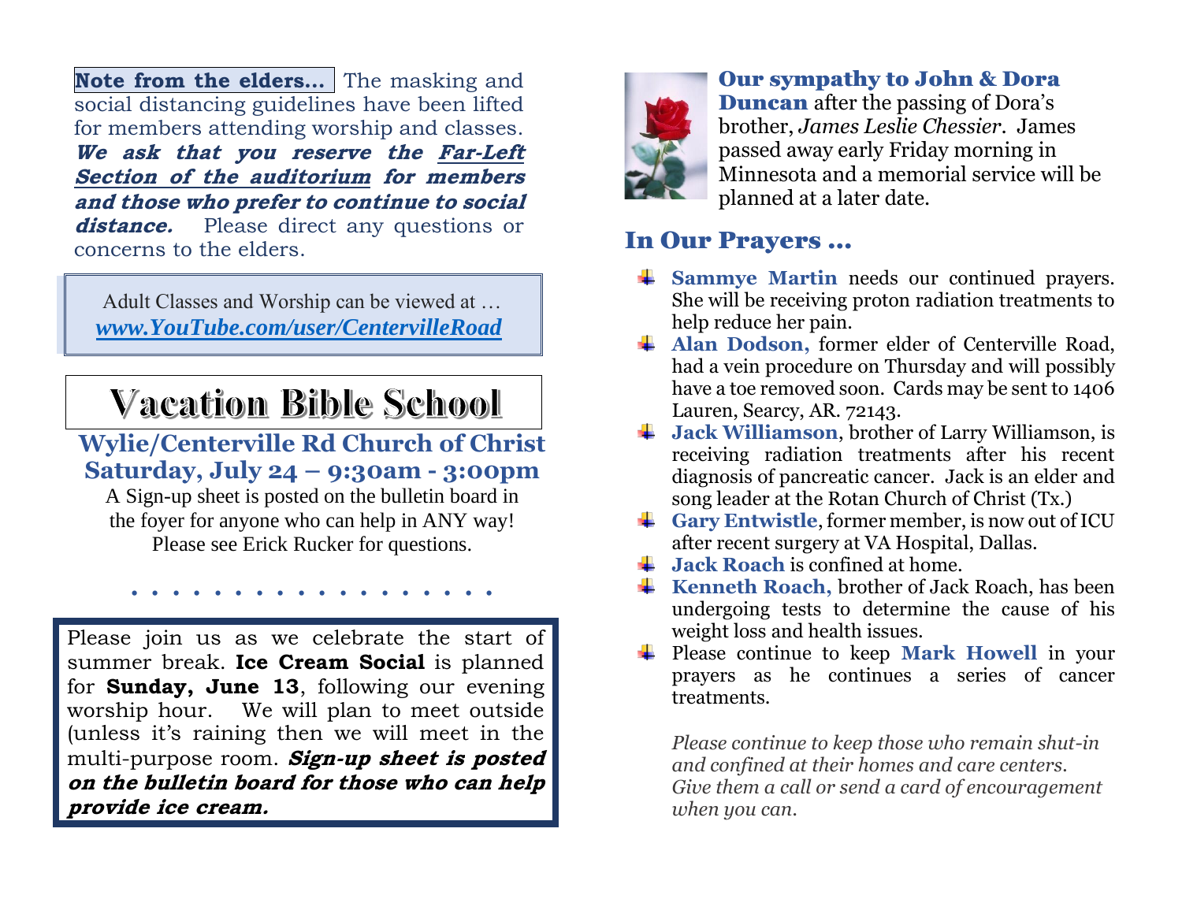**Note from the elders…** The masking and social distancing guidelines have been lifted for members attending worship and classes. ***We ask that you reserve the Far-Left Section of the auditorium for members and those who prefer to continue to social distance.*** Please direct any questions or concerns to the elders.

Adult Classes and Worship can be viewed at …
***www.YouTube.com/user/CentervilleRoad***

# Vacation Bible School

**Wylie/Centerville Rd Church of Christ**
**Saturday, July 24 – 9:30am - 3:00pm**

A Sign-up sheet is posted on the bulletin board in the foyer for anyone who can help in ANY way! Please see Erick Rucker for questions.

• • • • • • • • • • • • • • • • • •

Please join us as we celebrate the start of summer break. **Ice Cream Social** is planned for **Sunday, June 13**, following our evening worship hour. We will plan to meet outside (unless it's raining then we will meet in the multi-purpose room. ***Sign-up sheet is posted on the bulletin board for those who can help provide ice cream.***

**Our sympathy to John & Dora Duncan** after the passing of Dora's brother, *James Leslie Chessier*. James passed away early Friday morning in Minnesota and a memorial service will be planned at a later date.

## In Our Prayers …

- **Sammye Martin** needs our continued prayers. She will be receiving proton radiation treatments to help reduce her pain.
- **Alan Dodson,** former elder of Centerville Road, had a vein procedure on Thursday and will possibly have a toe removed soon. Cards may be sent to 1406 Lauren, Searcy, AR. 72143.
- **Jack Williamson**, brother of Larry Williamson, is receiving radiation treatments after his recent diagnosis of pancreatic cancer. Jack is an elder and song leader at the Rotan Church of Christ (Tx.)
- **Gary Entwistle**, former member, is now out of ICU after recent surgery at VA Hospital, Dallas.
- **Jack Roach** is confined at home.
- **Kenneth Roach,** brother of Jack Roach, has been undergoing tests to determine the cause of his weight loss and health issues.
- Please continue to keep **Mark Howell** in your prayers as he continues a series of cancer treatments.

*Please continue to keep those who remain shut-in and confined at their homes and care centers. Give them a call or send a card of encouragement when you can.*